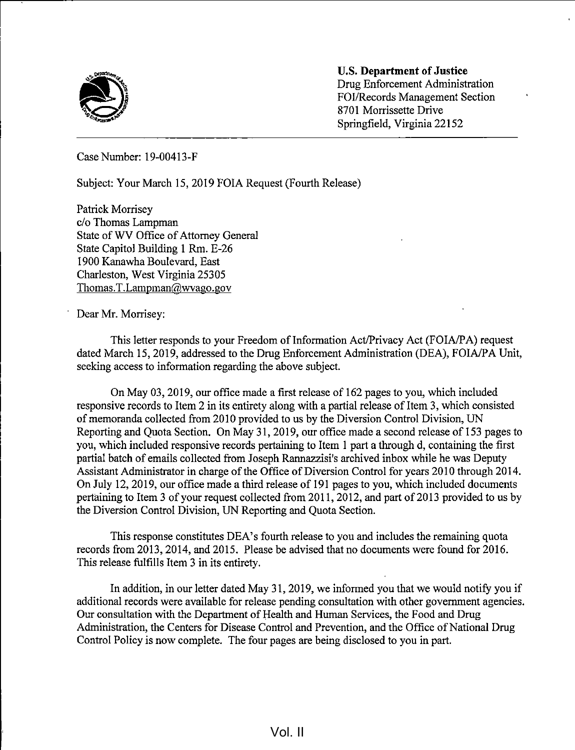**U.S. Department of Justice**
Drug Enforcement Administration
FOI/Records Management Section
8701 Morrissette Drive
Springfield, Virginia 22152

---

Case Number: 19-00413-F

Subject: Your March 15, 2019 FOIA Request (Fourth Release)

Patrick Morrisey
c/o Thomas Lampman
State of WV Office of Attorney General
State Capitol Building 1 Rm. E-26
1900 Kanawha Boulevard, East
Charleston, West Virginia 25305
Thomas.T.Lampman@wvago.gov

Dear Mr. Morrisey:

This letter responds to your Freedom of Information Act/Privacy Act (FOIA/PA) request dated March 15, 2019, addressed to the Drug Enforcement Administration (DEA), FOIA/PA Unit, seeking access to information regarding the above subject.

On May 03, 2019, our office made a first release of 162 pages to you, which included responsive records to Item 2 in its entirety along with a partial release of Item 3, which consisted of memoranda collected from 2010 provided to us by the Diversion Control Division, UN Reporting and Quota Section. On May 31, 2019, our office made a second release of 153 pages to you, which included responsive records pertaining to Item 1 part a through d, containing the first partial batch of emails collected from Joseph Rannazzisi's archived inbox while he was Deputy Assistant Administrator in charge of the Office of Diversion Control for years 2010 through 2014. On July 12, 2019, our office made a third release of 191 pages to you, which included documents pertaining to Item 3 of your request collected from 2011, 2012, and part of 2013 provided to us by the Diversion Control Division, UN Reporting and Quota Section.

This response constitutes DEA's fourth release to you and includes the remaining quota records from 2013, 2014, and 2015. Please be advised that no documents were found for 2016. This release fulfills Item 3 in its entirety.

In addition, in our letter dated May 31, 2019, we informed you that we would notify you if additional records were available for release pending consultation with other government agencies. Our consultation with the Department of Health and Human Services, the Food and Drug Administration, the Centers for Disease Control and Prevention, and the Office of National Drug Control Policy is now complete. The four pages are being disclosed to you in part.

Vol. II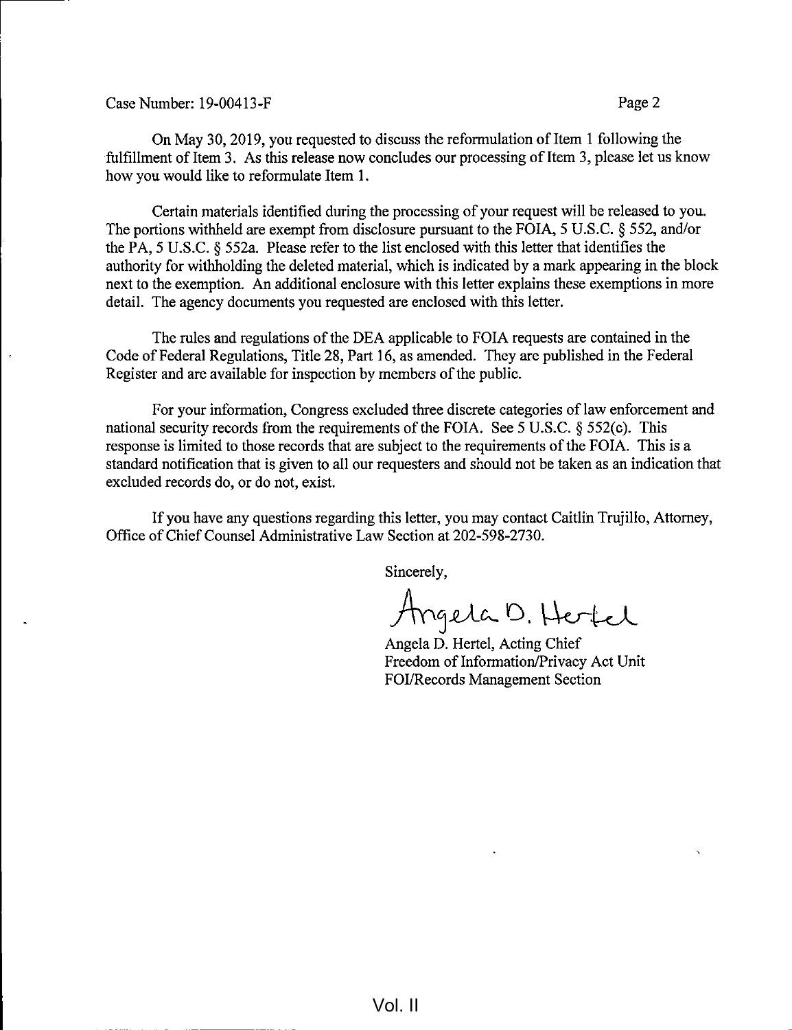On May 30, 2019, you requested to discuss the reformulation of Item 1 following the fulfillment of Item 3. As this release now concludes our processing of Item 3, please let us know how you would like to reformulate Item 1.

Certain materials identified during the processing of your request will be released to you. The portions withheld are exempt from disclosure pursuant to the FOIA, 5 U.S.C. § 552, and/or the PA, 5 U.S.C. § 552a. Please refer to the list enclosed with this letter that identifies the authority for withholding the deleted material, which is indicated by a mark appearing in the block next to the exemption. An additional enclosure with this letter explains these exemptions in more detail. The agency documents you requested are enclosed with this letter.

The rules and regulations of the DEA applicable to FOIA requests are contained in the Code of Federal Regulations, Title 28, Part 16, as amended. They are published in the Federal Register and are available for inspection by members of the public.

For your information, Congress excluded three discrete categories of law enforcement and national security records from the requirements of the FOIA. See 5 U.S.C. § 552(c). This response is limited to those records that are subject to the requirements of the FOIA. This is a standard notification that is given to all our requesters and should not be taken as an indication that excluded records do, or do not, exist.

If you have any questions regarding this letter, you may contact Caitlin Trujillo, Attorney, Office of Chief Counsel Administrative Law Section at 202-598-2730.

Sincerely,

Angela D. Hertel

Angela D. Hertel, Acting Chief
Freedom of Information/Privacy Act Unit
FOI/Records Management Section

Vol. II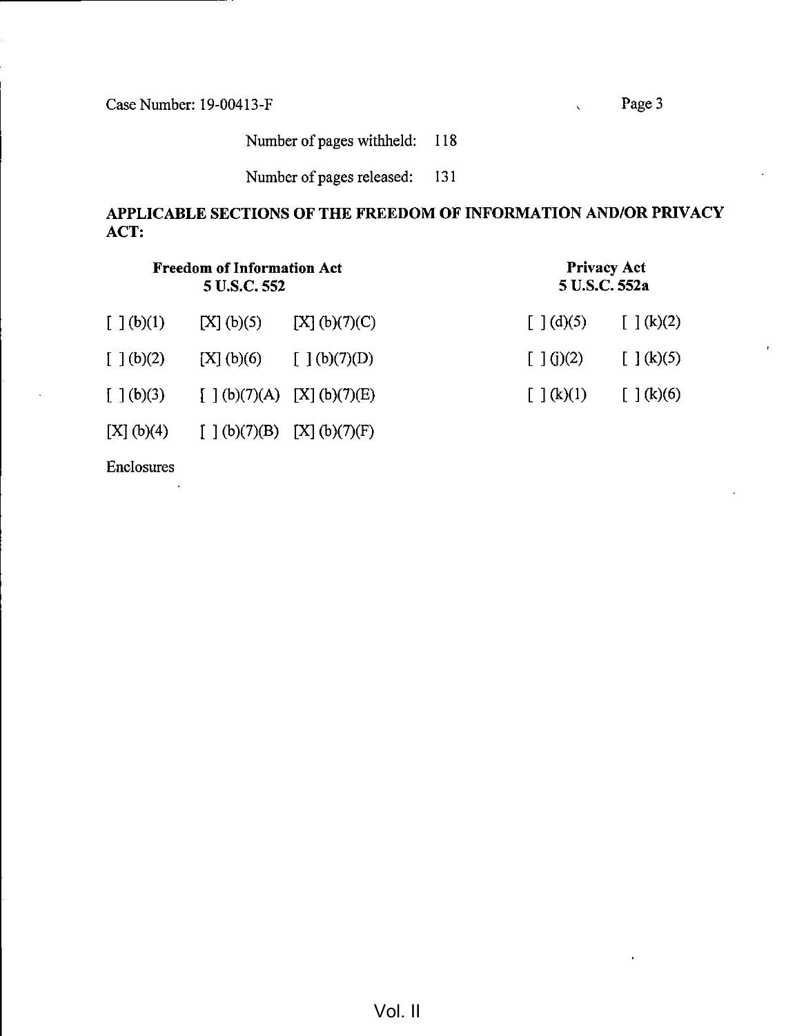Case Number: 19-00413-F

Number of pages withheld: 118

Number of pages released: 131

**APPLICABLE SECTIONS OF THE FREEDOM OF INFORMATION AND/OR PRIVACY ACT:**

| **Freedom of Information Act 5 U.S.C. 552** | | | **Privacy Act 5 U.S.C. 552a** | |
|---|---|---|---|---|
| [ ] (b)(1) | [X] (b)(5) | [X] (b)(7)(C) | [ ] (d)(5) | [ ] (k)(2) |
| [ ] (b)(2) | [X] (b)(6) | [ ] (b)(7)(D) | [ ] (j)(2) | [ ] (k)(5) |
| [ ] (b)(3) | [ ] (b)(7)(A) | [X] (b)(7)(E) | [ ] (k)(1) | [ ] (k)(6) |
| [X] (b)(4) | [ ] (b)(7)(B) | [X] (b)(7)(F) | | |

Enclosures

Vol. II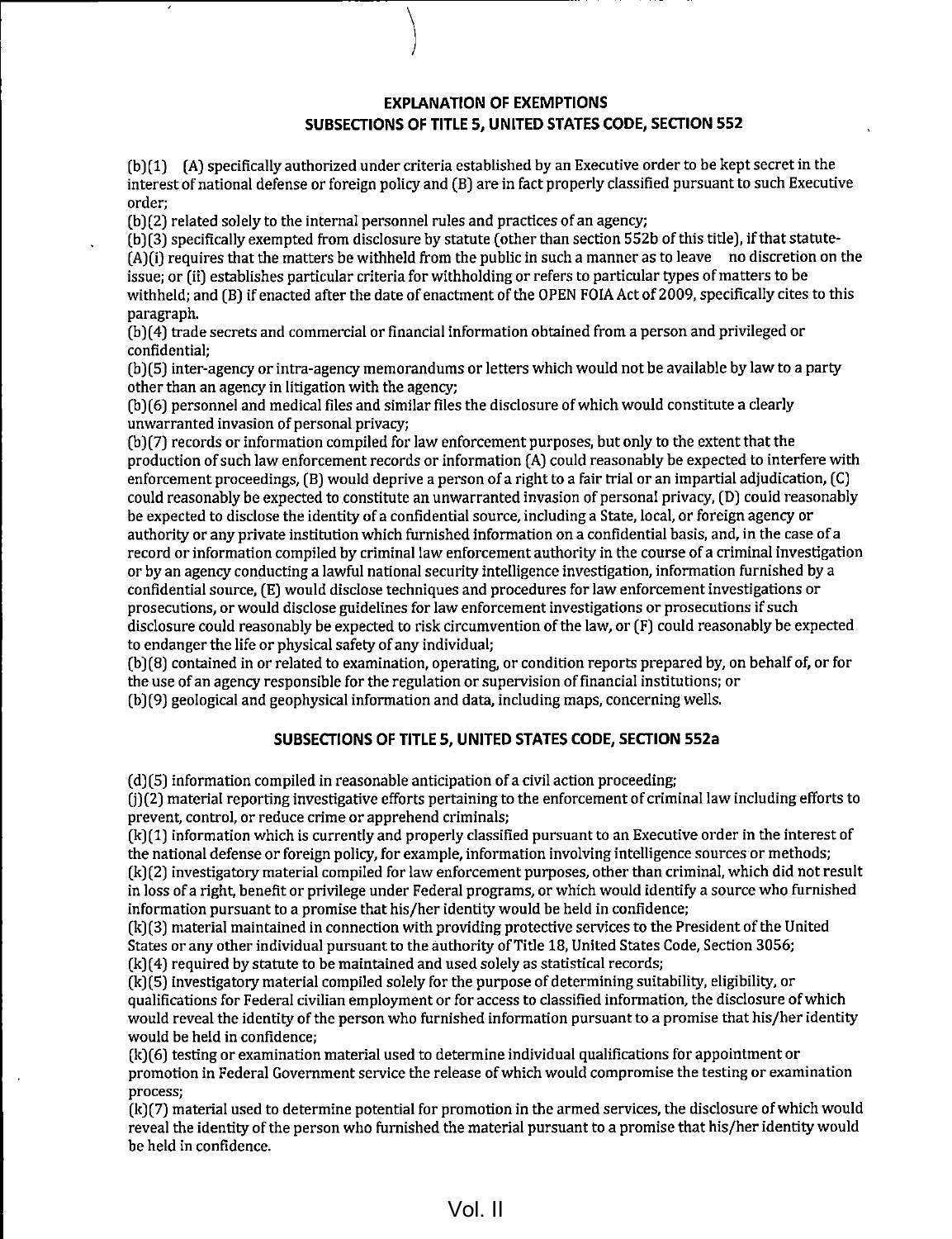## EXPLANATION OF EXEMPTIONS

## SUBSECTIONS OF TITLE 5, UNITED STATES CODE, SECTION 552

(b)(1) (A) specifically authorized under criteria established by an Executive order to be kept secret in the interest of national defense or foreign policy and (B) are in fact properly classified pursuant to such Executive order;

(b)(2) related solely to the internal personnel rules and practices of an agency;

(b)(3) specifically exempted from disclosure by statute (other than section 552b of this title), if that statute-(A)(i) requires that the matters be withheld from the public in such a manner as to leave no discretion on the issue; or (ii) establishes particular criteria for withholding or refers to particular types of matters to be withheld; and (B) if enacted after the date of enactment of the OPEN FOIA Act of 2009, specifically cites to this paragraph.

(b)(4) trade secrets and commercial or financial information obtained from a person and privileged or confidential;

(b)(5) inter-agency or intra-agency memorandums or letters which would not be available by law to a party other than an agency in litigation with the agency;

(b)(6) personnel and medical files and similar files the disclosure of which would constitute a clearly unwarranted invasion of personal privacy;

(b)(7) records or information compiled for law enforcement purposes, but only to the extent that the production of such law enforcement records or information (A) could reasonably be expected to interfere with enforcement proceedings, (B) would deprive a person of a right to a fair trial or an impartial adjudication, (C) could reasonably be expected to constitute an unwarranted invasion of personal privacy, (D) could reasonably be expected to disclose the identity of a confidential source, including a State, local, or foreign agency or authority or any private institution which furnished information on a confidential basis, and, in the case of a record or information compiled by criminal law enforcement authority in the course of a criminal investigation or by an agency conducting a lawful national security intelligence investigation, information furnished by a confidential source, (E) would disclose techniques and procedures for law enforcement investigations or prosecutions, or would disclose guidelines for law enforcement investigations or prosecutions if such disclosure could reasonably be expected to risk circumvention of the law, or (F) could reasonably be expected to endanger the life or physical safety of any individual;

(b)(8) contained in or related to examination, operating, or condition reports prepared by, on behalf of, or for the use of an agency responsible for the regulation or supervision of financial institutions; or

(b)(9) geological and geophysical information and data, including maps, concerning wells.

## SUBSECTIONS OF TITLE 5, UNITED STATES CODE, SECTION 552a

(d)(5) information compiled in reasonable anticipation of a civil action proceeding;

(j)(2) material reporting investigative efforts pertaining to the enforcement of criminal law including efforts to prevent, control, or reduce crime or apprehend criminals;

(k)(1) information which is currently and properly classified pursuant to an Executive order in the interest of the national defense or foreign policy, for example, information involving intelligence sources or methods;

(k)(2) investigatory material compiled for law enforcement purposes, other than criminal, which did not result in loss of a right, benefit or privilege under Federal programs, or which would identify a source who furnished information pursuant to a promise that his/her identity would be held in confidence;

(k)(3) material maintained in connection with providing protective services to the President of the United States or any other individual pursuant to the authority of Title 18, United States Code, Section 3056;

(k)(4) required by statute to be maintained and used solely as statistical records;

(k)(5) investigatory material compiled solely for the purpose of determining suitability, eligibility, or qualifications for Federal civilian employment or for access to classified information, the disclosure of which would reveal the identity of the person who furnished information pursuant to a promise that his/her identity would be held in confidence;

(k)(6) testing or examination material used to determine individual qualifications for appointment or promotion in Federal Government service the release of which would compromise the testing or examination process;

(k)(7) material used to determine potential for promotion in the armed services, the disclosure of which would reveal the identity of the person who furnished the material pursuant to a promise that his/her identity would be held in confidence.

Vol. II